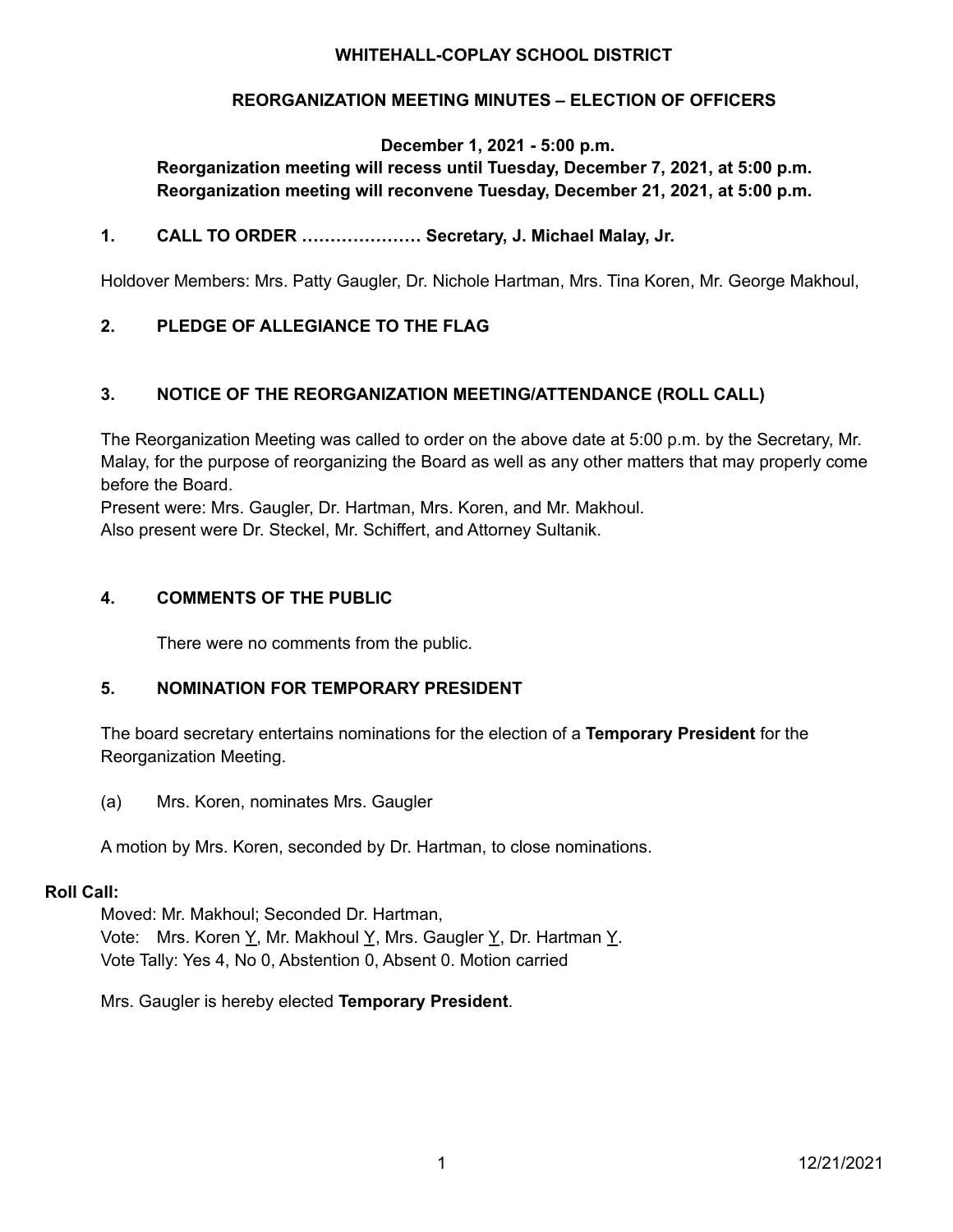# WHITEHALL-COPLAY SCHOOL DISTRICT

## REORGANIZATION MEETING MINUTES – ELECTION OF OFFICERS

**December 1, 2021 - 5:00 p.m.**
**Reorganization meeting will recess until Tuesday, December 7, 2021, at 5:00 p.m.**
**Reorganization meeting will reconvene Tuesday, December 21, 2021, at 5:00 p.m.**

### 1. CALL TO ORDER ………………… Secretary, J. Michael Malay, Jr.

Holdover Members: Mrs. Patty Gaugler, Dr. Nichole Hartman, Mrs. Tina Koren, Mr. George Makhoul,

### 2. PLEDGE OF ALLEGIANCE TO THE FLAG

### 3. NOTICE OF THE REORGANIZATION MEETING/ATTENDANCE (ROLL CALL)

The Reorganization Meeting was called to order on the above date at 5:00 p.m. by the Secretary, Mr. Malay, for the purpose of reorganizing the Board as well as any other matters that may properly come before the Board.
Present were: Mrs. Gaugler, Dr. Hartman, Mrs. Koren, and Mr. Makhoul.
Also present were Dr. Steckel, Mr. Schiffert, and Attorney Sultanik.

### 4. COMMENTS OF THE PUBLIC

There were no comments from the public.

### 5. NOMINATION FOR TEMPORARY PRESIDENT

The board secretary entertains nominations for the election of a **Temporary President** for the Reorganization Meeting.

(a) Mrs. Koren, nominates Mrs. Gaugler

A motion by Mrs. Koren, seconded by Dr. Hartman, to close nominations.

**Roll Call:**

Moved: Mr. Makhoul; Seconded Dr. Hartman,
Vote: Mrs. Koren Y, Mr. Makhoul Y, Mrs. Gaugler Y, Dr. Hartman Y.
Vote Tally: Yes 4, No 0, Abstention 0, Absent 0. Motion carried

Mrs. Gaugler is hereby elected **Temporary President**.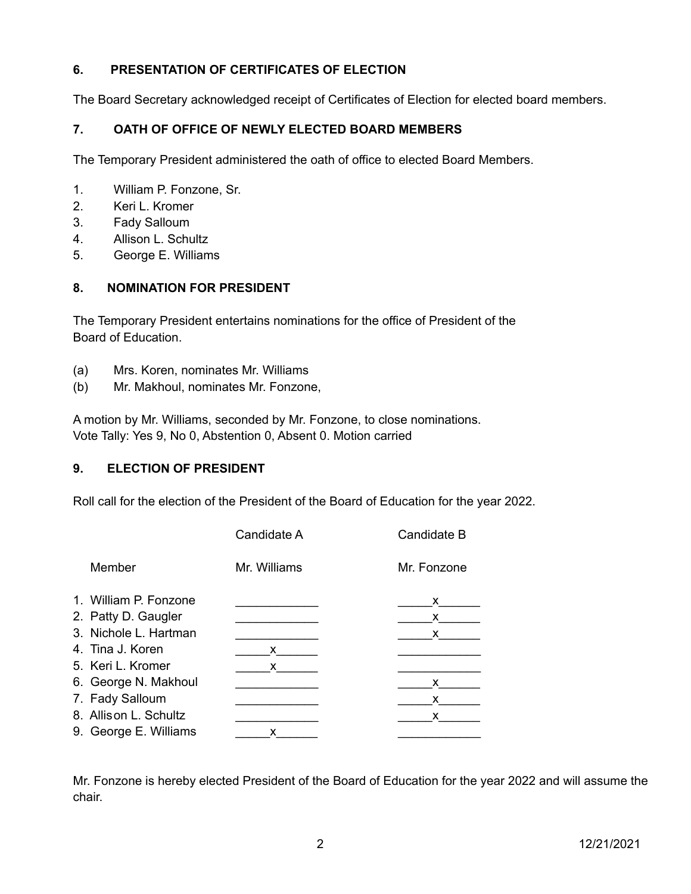## 6. PRESENTATION OF CERTIFICATES OF ELECTION

The Board Secretary acknowledged receipt of Certificates of Election for elected board members.

## 7. OATH OF OFFICE OF NEWLY ELECTED BOARD MEMBERS

The Temporary President administered the oath of office to elected Board Members.

1. William P. Fonzone, Sr.
2. Keri L. Kromer
3. Fady Salloum
4. Allison L. Schultz
5. George E. Williams

## 8. NOMINATION FOR PRESIDENT

The Temporary President entertains nominations for the office of President of the Board of Education.

(a) Mrs. Koren, nominates Mr. Williams
(b) Mr. Makhoul, nominates Mr. Fonzone,

A motion by Mr. Williams, seconded by Mr. Fonzone, to close nominations.
Vote Tally: Yes 9, No 0, Abstention 0, Absent 0. Motion carried

## 9. ELECTION OF PRESIDENT

Roll call for the election of the President of the Board of Education for the year 2022.

| | Candidate A | Candidate B |
|---|---|---|
| Member | Mr. Williams | Mr. Fonzone |
| 1. William P. Fonzone | | x |
| 2. Patty D. Gaugler | | x |
| 3. Nichole L. Hartman | | x |
| 4. Tina J. Koren | x | |
| 5. Keri L. Kromer | x | |
| 6. George N. Makhoul | | x |
| 7. Fady Salloum | | x |
| 8. Allison L. Schultz | | x |
| 9. George E. Williams | x | |

Mr. Fonzone is hereby elected President of the Board of Education for the year 2022 and will assume the chair.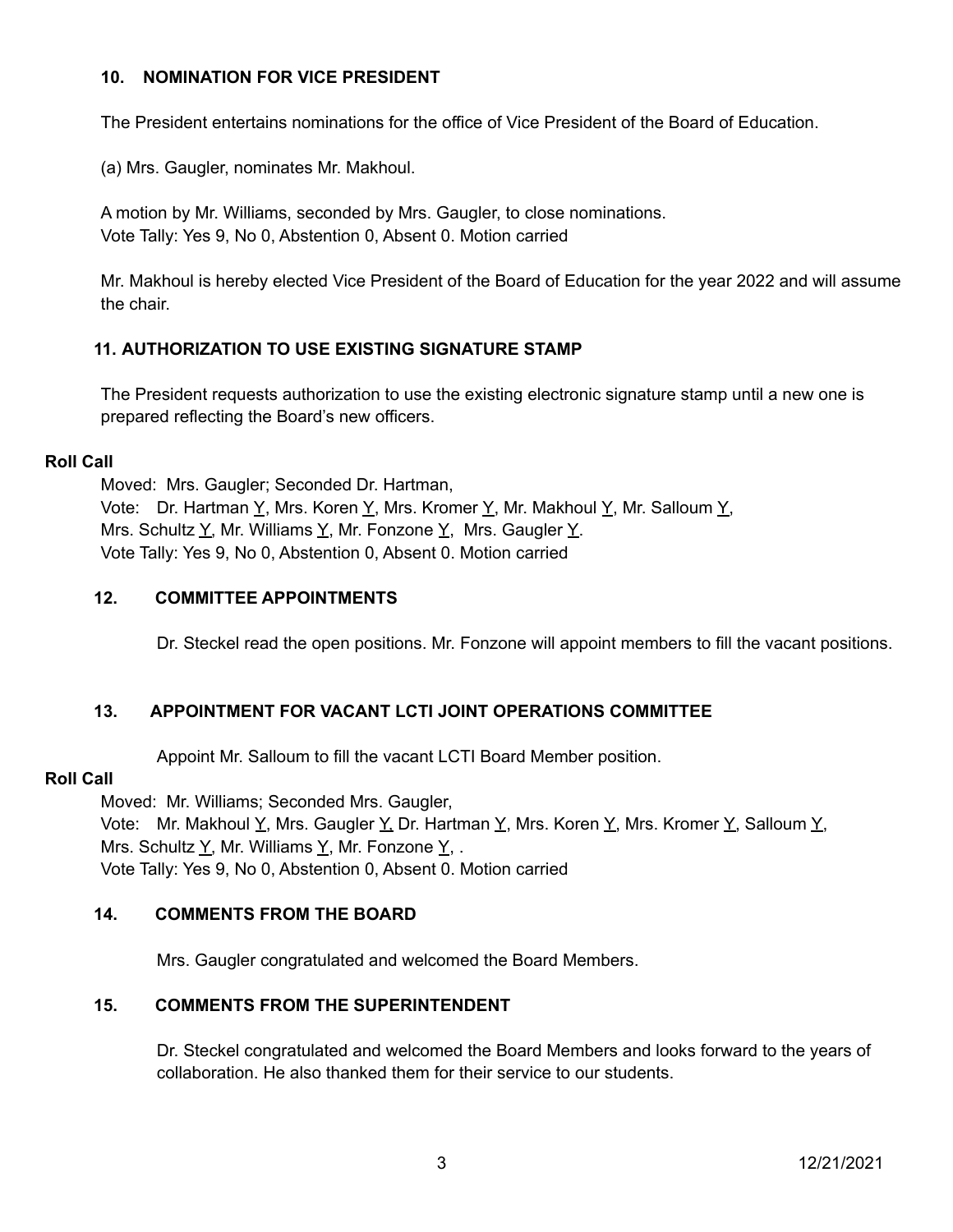### 10. NOMINATION FOR VICE PRESIDENT

The President entertains nominations for the office of Vice President of the Board of Education.

(a) Mrs. Gaugler, nominates Mr. Makhoul.

A motion by Mr. Williams, seconded by Mrs. Gaugler, to close nominations.
Vote Tally: Yes 9, No 0, Abstention 0, Absent 0. Motion carried

Mr. Makhoul is hereby elected Vice President of the Board of Education for the year 2022 and will assume the chair.

### 11. AUTHORIZATION TO USE EXISTING SIGNATURE STAMP

The President requests authorization to use the existing electronic signature stamp until a new one is prepared reflecting the Board's new officers.

**Roll Call**

Moved: Mrs. Gaugler; Seconded Dr. Hartman,
Vote: Dr. Hartman Y, Mrs. Koren Y, Mrs. Kromer Y, Mr. Makhoul Y, Mr. Salloum Y, Mrs. Schultz Y, Mr. Williams Y, Mr. Fonzone Y, Mrs. Gaugler Y.
Vote Tally: Yes 9, No 0, Abstention 0, Absent 0. Motion carried

### 12. COMMITTEE APPOINTMENTS

Dr. Steckel read the open positions. Mr. Fonzone will appoint members to fill the vacant positions.

### 13. APPOINTMENT FOR VACANT LCTI JOINT OPERATIONS COMMITTEE

Appoint Mr. Salloum to fill the vacant LCTI Board Member position.

**Roll Call**

Moved: Mr. Williams; Seconded Mrs. Gaugler,
Vote: Mr. Makhoul Y, Mrs. Gaugler Y, Dr. Hartman Y, Mrs. Koren Y, Mrs. Kromer Y, Salloum Y, Mrs. Schultz Y, Mr. Williams Y, Mr. Fonzone Y, .
Vote Tally: Yes 9, No 0, Abstention 0, Absent 0. Motion carried

### 14. COMMENTS FROM THE BOARD

Mrs. Gaugler congratulated and welcomed the Board Members.

### 15. COMMENTS FROM THE SUPERINTENDENT

Dr. Steckel congratulated and welcomed the Board Members and looks forward to the years of collaboration. He also thanked them for their service to our students.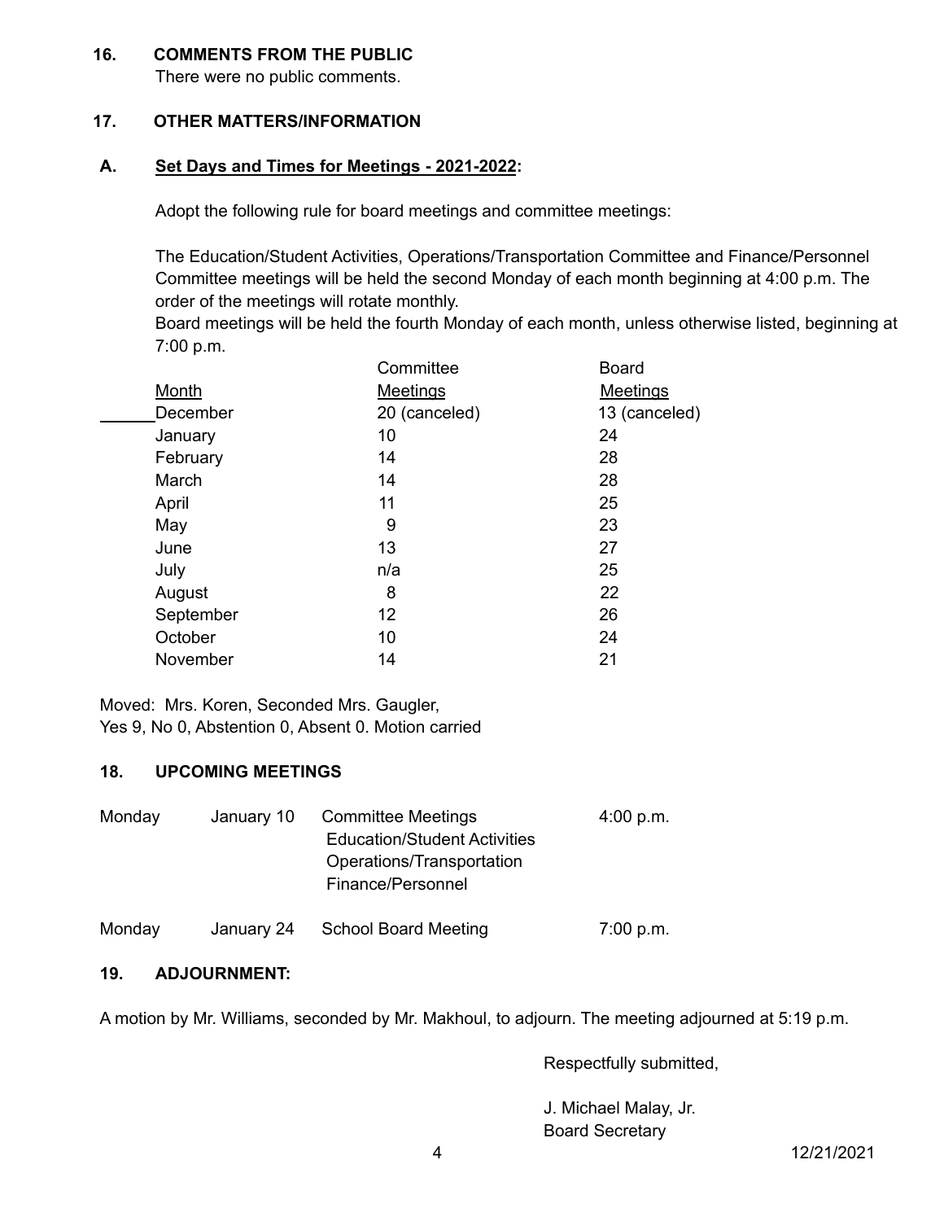## 16. COMMENTS FROM THE PUBLIC

There were no public comments.

## 17. OTHER MATTERS/INFORMATION

### A. Set Days and Times for Meetings - 2021-2022:

Adopt the following rule for board meetings and committee meetings:

The Education/Student Activities, Operations/Transportation Committee and Finance/Personnel Committee meetings will be held the second Monday of each month beginning at 4:00 p.m. The order of the meetings will rotate monthly.

Board meetings will be held the fourth Monday of each month, unless otherwise listed, beginning at 7:00 p.m.

| Month | Committee Meetings | Board Meetings |
|---|---|---|
| December | 20 (canceled) | 13 (canceled) |
| January | 10 | 24 |
| February | 14 | 28 |
| March | 14 | 28 |
| April | 11 | 25 |
| May | 9 | 23 |
| June | 13 | 27 |
| July | n/a | 25 |
| August | 8 | 22 |
| September | 12 | 26 |
| October | 10 | 24 |
| November | 14 | 21 |

Moved: Mrs. Koren, Seconded Mrs. Gaugler,
Yes 9, No 0, Abstention 0, Absent 0. Motion carried

## 18. UPCOMING MEETINGS

| | | | |
|---|---|---|---|
| Monday | January 10 | Committee Meetings<br>Education/Student Activities<br>Operations/Transportation<br>Finance/Personnel | 4:00 p.m. |
| Monday | January 24 | School Board Meeting | 7:00 p.m. |

## 19. ADJOURNMENT:

A motion by Mr. Williams, seconded by Mr. Makhoul, to adjourn. The meeting adjourned at 5:19 p.m.

Respectfully submitted,

J. Michael Malay, Jr.
Board Secretary